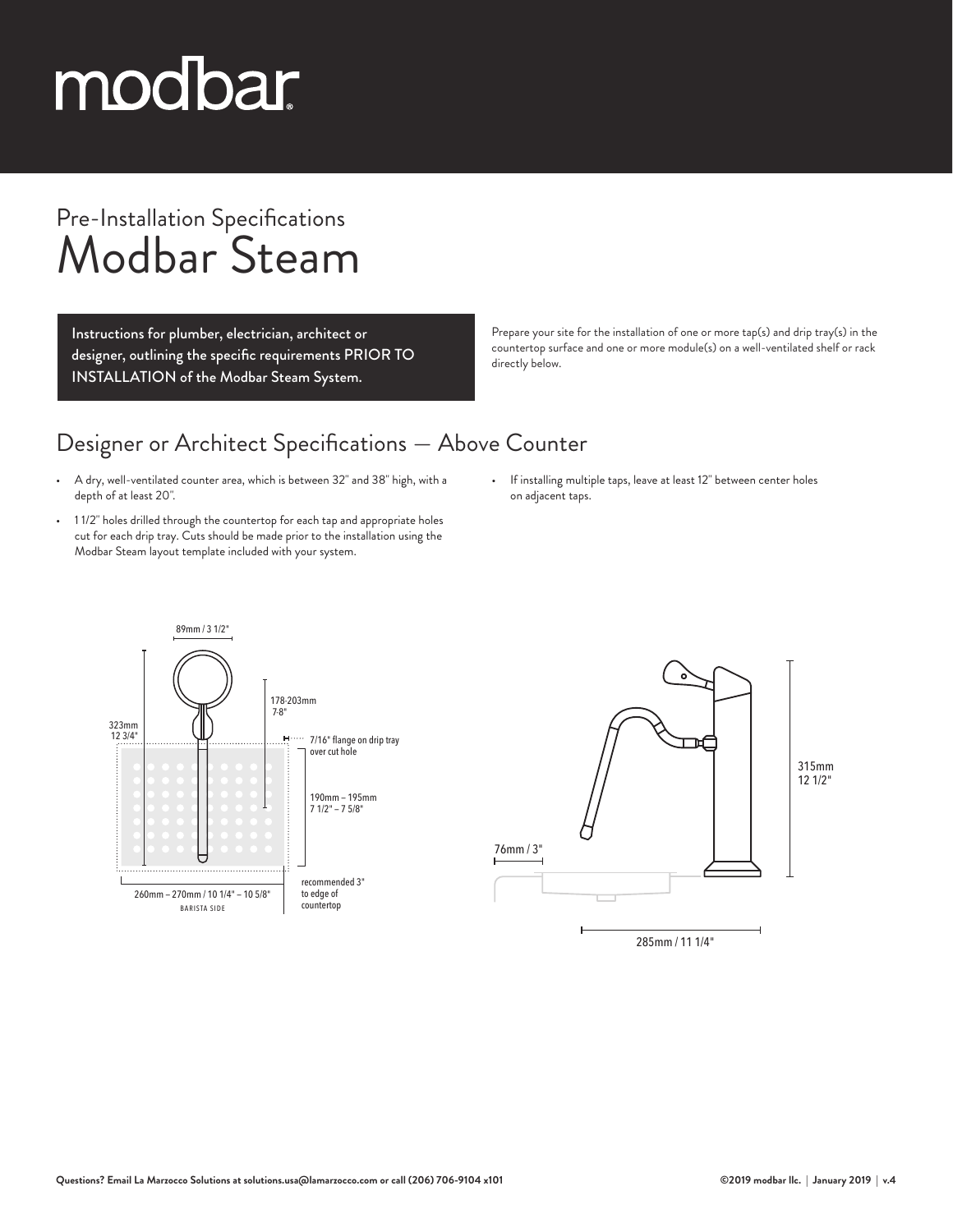# modbar

## Pre-Installation Specifications

# Modbar Steam

**Instructions for plumber, electrician, architect or designer, outlining the specific requirements PRIOR TO INSTALLATION of the Modbar Steam System.**

Prepare your site for the installation of one or more tap(s) and drip tray(s) in the countertop surface and one or more module(s) on a well-ventilated shelf or rack directly below.

## Designer or Architect Specifications — Above Counter

- A dry, well-ventilated counter area, which is between 32" and 38" high, with a depth of at least 20".
- 1 1/2" holes drilled through the countertop for each tap and appropriate holes cut for each drip tray. Cuts should be made prior to the installation using the Modbar Steam layout template included with your system.
- If installing multiple taps, leave at least 12" between center holes on adjacent taps.

89mm / 3 1/2"

323mm
12 3/4"

178-203mm
7-8"

7/16" flange on drip tray over cut hole

190mm – 195mm
7 1/2" – 7 5/8"

260mm – 270mm / 10 1/4" – 10 5/8"
BARISTA SIDE

recommended 3" to edge of countertop

315mm
12 1/2"

76mm / 3"

285mm / 11 1/4"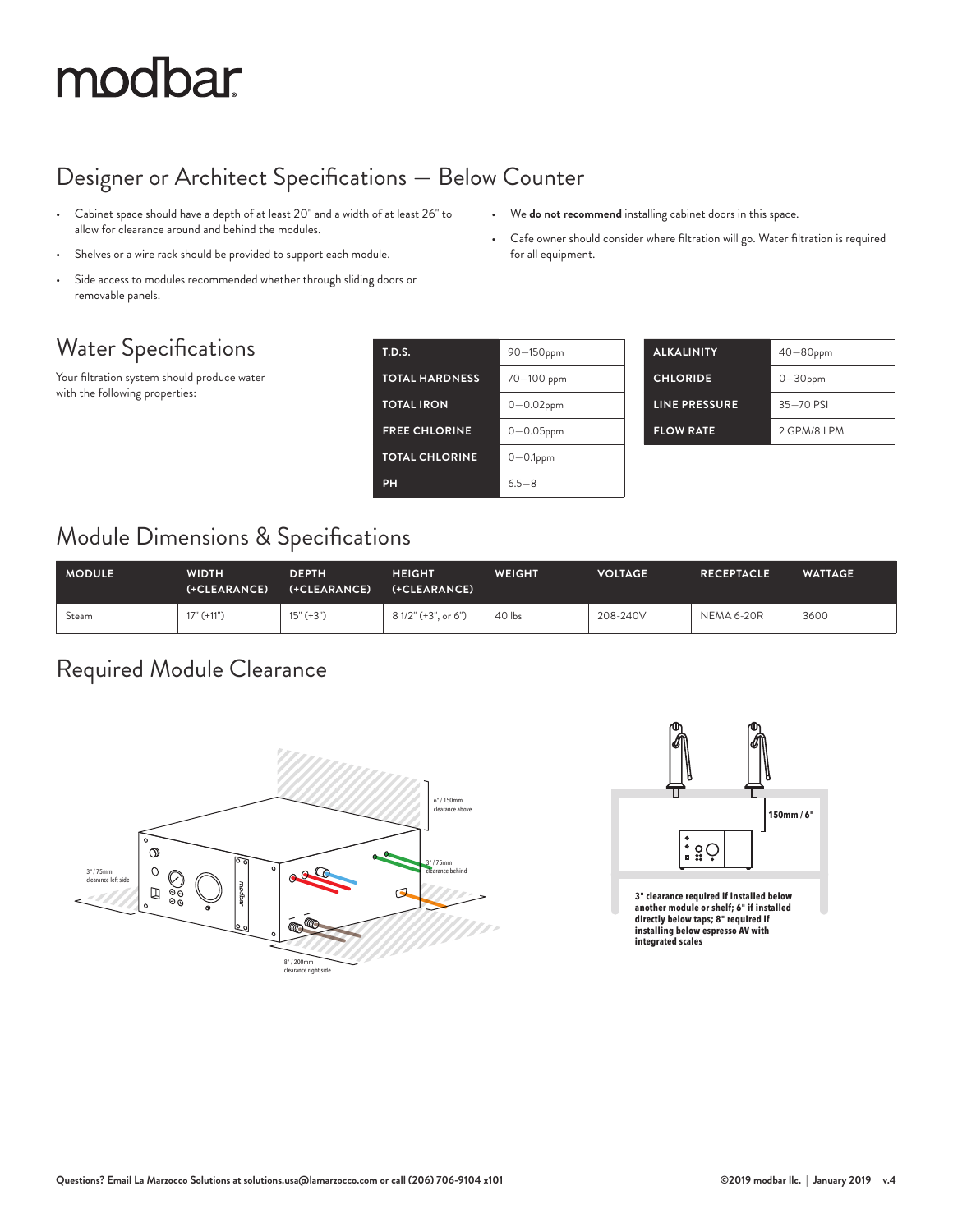# modbar

## Designer or Architect Specifications — Below Counter

- Cabinet space should have a depth of at least 20" and a width of at least 26" to allow for clearance around and behind the modules.
- Shelves or a wire rack should be provided to support each module.
- Side access to modules recommended whether through sliding doors or removable panels.
- We **do not recommend** installing cabinet doors in this space.
- Cafe owner should consider where filtration will go. Water filtration is required for all equipment.

## Water Specifications

Your filtration system should produce water with the following properties:

| | |
|---|---|
| **T.D.S.** | 90—150ppm |
| **TOTAL HARDNESS** | 70—100 ppm |
| **TOTAL IRON** | 0—0.02ppm |
| **FREE CHLORINE** | 0—0.05ppm |
| **TOTAL CHLORINE** | 0—0.1ppm |
| **PH** | 6.5—8 |

| | |
|---|---|
| **ALKALINITY** | 40—80ppm |
| **CHLORIDE** | 0—30ppm |
| **LINE PRESSURE** | 35—70 PSI |
| **FLOW RATE** | 2 GPM/8 LPM |

## Module Dimensions & Specifications

| MODULE | WIDTH (+CLEARANCE) | DEPTH (+CLEARANCE) | HEIGHT (+CLEARANCE) | WEIGHT | VOLTAGE | RECEPTACLE | WATTAGE |
|---|---|---|---|---|---|---|---|
| Steam | 17" (+11") | 15" (+3") | 8 1/2" (+3", or 6") | 40 lbs | 208-240V | NEMA 6-20R | 3600 |

## Required Module Clearance

6" / 150mm clearance above

3" / 75mm clearance behind

3" / 75mm clearance left side

8" / 200mm clearance right side

150mm / 6"

**3" clearance required if installed below another module or shelf; 6" if installed directly below taps; 8" required if installing below espresso AV with integrated scales**

**Questions? Email La Marzocco Solutions at solutions.usa@lamarzocco.com or call (206) 706-9104 x101**

**©2019 modbar llc. | January 2019 | v.4**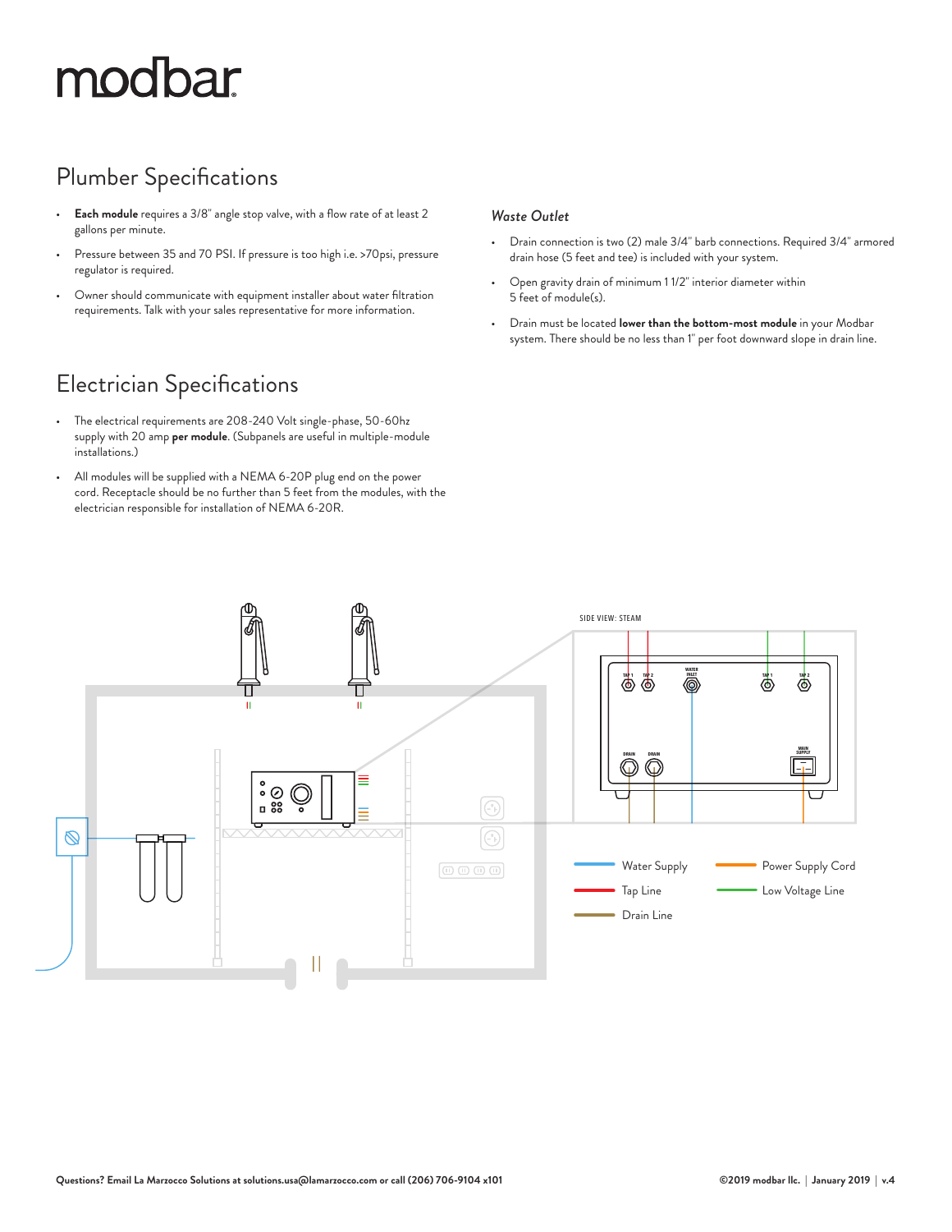modbar

## Plumber Specifications

- **Each module** requires a 3/8" angle stop valve, with a flow rate of at least 2 gallons per minute.
- Pressure between 35 and 70 PSI. If pressure is too high i.e. >70psi, pressure regulator is required.
- Owner should communicate with equipment installer about water filtration requirements. Talk with your sales representative for more information.

### *Waste Outlet*

- Drain connection is two (2) male 3/4" barb connections. Required 3/4" armored drain hose (5 feet and tee) is included with your system.
- Open gravity drain of minimum 1 1/2" interior diameter within 5 feet of module(s).
- Drain must be located **lower than the bottom-most module** in your Modbar system. There should be no less than 1" per foot downward slope in drain line.

## Electrician Specifications

- The electrical requirements are 208-240 Volt single-phase, 50-60hz supply with 20 amp **per module**. (Subpanels are useful in multiple-module installations.)
- All modules will be supplied with a NEMA 6-20P plug end on the power cord. Receptacle should be no further than 5 feet from the modules, with the electrician responsible for installation of NEMA 6-20R.

SIDE VIEW: STEAM

TAP 1
TAP 2
WATER INLET
TAP 1
TAP 2
DRAIN
DRAIN
MAIN SUPPLY

Water Supply
Tap Line
Drain Line
Power Supply Cord
Low Voltage Line

Questions? Email La Marzocco Solutions at solutions.usa@lamarzocco.com or call (206) 706-9104 x101

©2019 modbar llc. | January 2019 | v.4